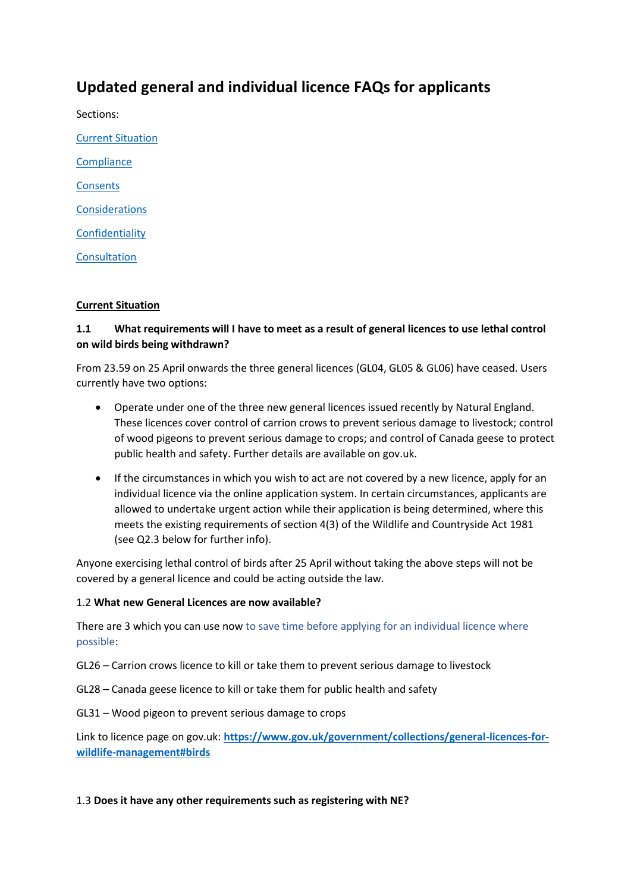# Updated general and individual licence FAQs for applicants

Sections:

[Current Situation](#current-situation)

[Compliance](#compliance)

[Consents](#consents)

[Considerations](#considerations)

[Confidentiality](#confidentiality)

[Consultation](#consultation)

## Current Situation

### 1.1 What requirements will I have to meet as a result of general licences to use lethal control on wild birds being withdrawn?

From 23.59 on 25 April onwards the three general licences (GL04, GL05 & GL06) have ceased. Users currently have two options:

- Operate under one of the three new general licences issued recently by Natural England. These licences cover control of carrion crows to prevent serious damage to livestock; control of wood pigeons to prevent serious damage to crops; and control of Canada geese to protect public health and safety. Further details are available on gov.uk.
- If the circumstances in which you wish to act are not covered by a new licence, apply for an individual licence via the online application system. In certain circumstances, applicants are allowed to undertake urgent action while their application is being determined, where this meets the existing requirements of section 4(3) of the Wildlife and Countryside Act 1981 (see Q2.3 below for further info).

Anyone exercising lethal control of birds after 25 April without taking the above steps will not be covered by a general licence and could be acting outside the law.

### 1.2 What new General Licences are now available?

There are 3 which you can use now to save time before applying for an individual licence where possible:

GL26 – Carrion crows licence to kill or take them to prevent serious damage to livestock

GL28 – Canada geese licence to kill or take them for public health and safety

GL31 – Wood pigeon to prevent serious damage to crops

Link to licence page on gov.uk: **[https://www.gov.uk/government/collections/general-licences-for-wildlife-management#birds](https://www.gov.uk/government/collections/general-licences-for-wildlife-management#birds)**

### 1.3 Does it have any other requirements such as registering with NE?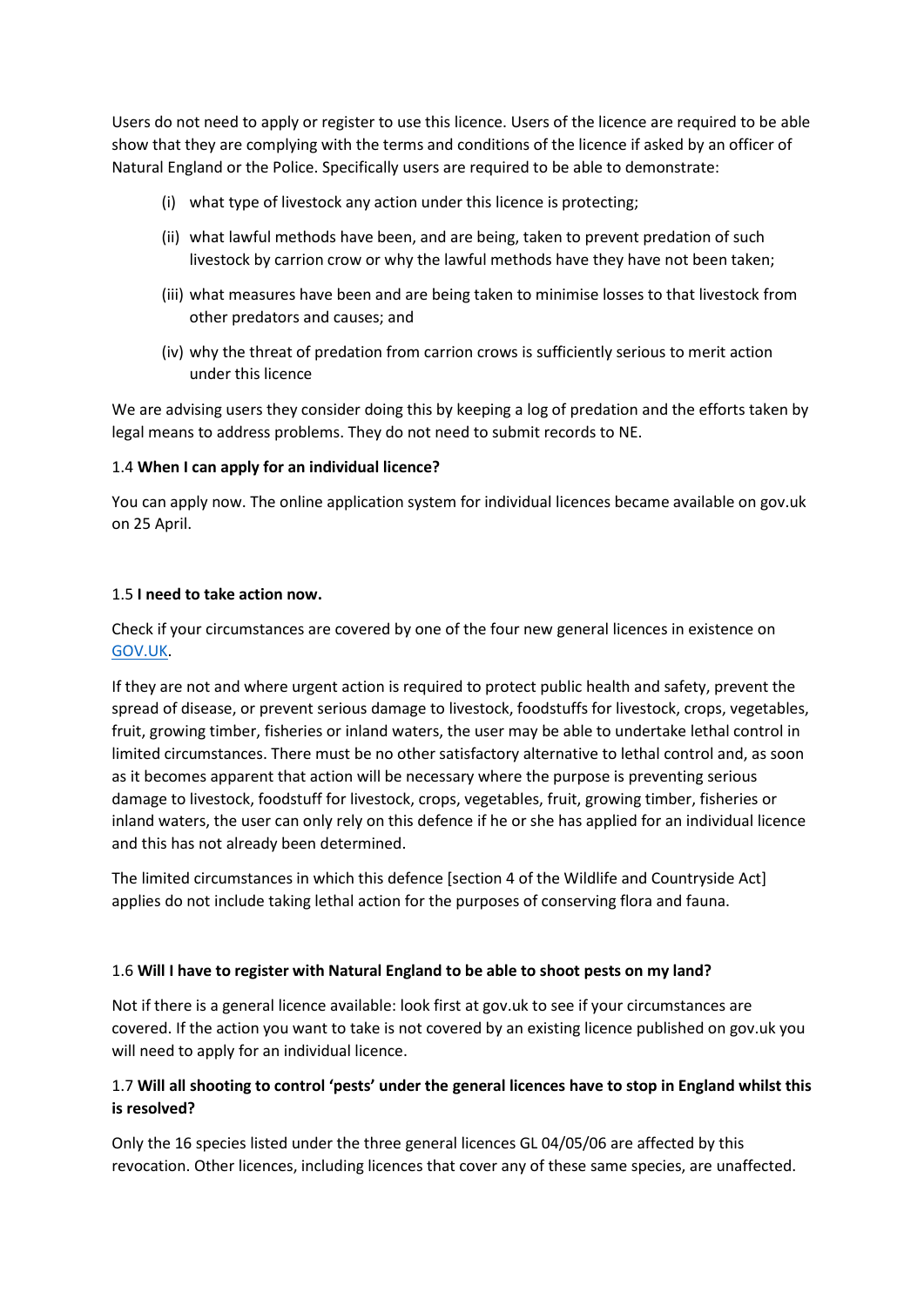Users do not need to apply or register to use this licence. Users of the licence are required to be able show that they are complying with the terms and conditions of the licence if asked by an officer of Natural England or the Police. Specifically users are required to be able to demonstrate:

(i) what type of livestock any action under this licence is protecting;

(ii) what lawful methods have been, and are being, taken to prevent predation of such livestock by carrion crow or why the lawful methods have they have not been taken;

(iii) what measures have been and are being taken to minimise losses to that livestock from other predators and causes; and

(iv) why the threat of predation from carrion crows is sufficiently serious to merit action under this licence

We are advising users they consider doing this by keeping a log of predation and the efforts taken by legal means to address problems. They do not need to submit records to NE.

1.4 **When I can apply for an individual licence?**

You can apply now. The online application system for individual licences became available on gov.uk on 25 April.

1.5 **I need to take action now.**

Check if your circumstances are covered by one of the four new general licences in existence on [GOV.UK](GOV.UK).

If they are not and where urgent action is required to protect public health and safety, prevent the spread of disease, or prevent serious damage to livestock, foodstuffs for livestock, crops, vegetables, fruit, growing timber, fisheries or inland waters, the user may be able to undertake lethal control in limited circumstances. There must be no other satisfactory alternative to lethal control and, as soon as it becomes apparent that action will be necessary where the purpose is preventing serious damage to livestock, foodstuff for livestock, crops, vegetables, fruit, growing timber, fisheries or inland waters, the user can only rely on this defence if he or she has applied for an individual licence and this has not already been determined.

The limited circumstances in which this defence [section 4 of the Wildlife and Countryside Act] applies do not include taking lethal action for the purposes of conserving flora and fauna.

1.6 **Will I have to register with Natural England to be able to shoot pests on my land?**

Not if there is a general licence available: look first at gov.uk to see if your circumstances are covered. If the action you want to take is not covered by an existing licence published on gov.uk you will need to apply for an individual licence.

1.7 **Will all shooting to control 'pests' under the general licences have to stop in England whilst this is resolved?**

Only the 16 species listed under the three general licences GL 04/05/06 are affected by this revocation. Other licences, including licences that cover any of these same species, are unaffected.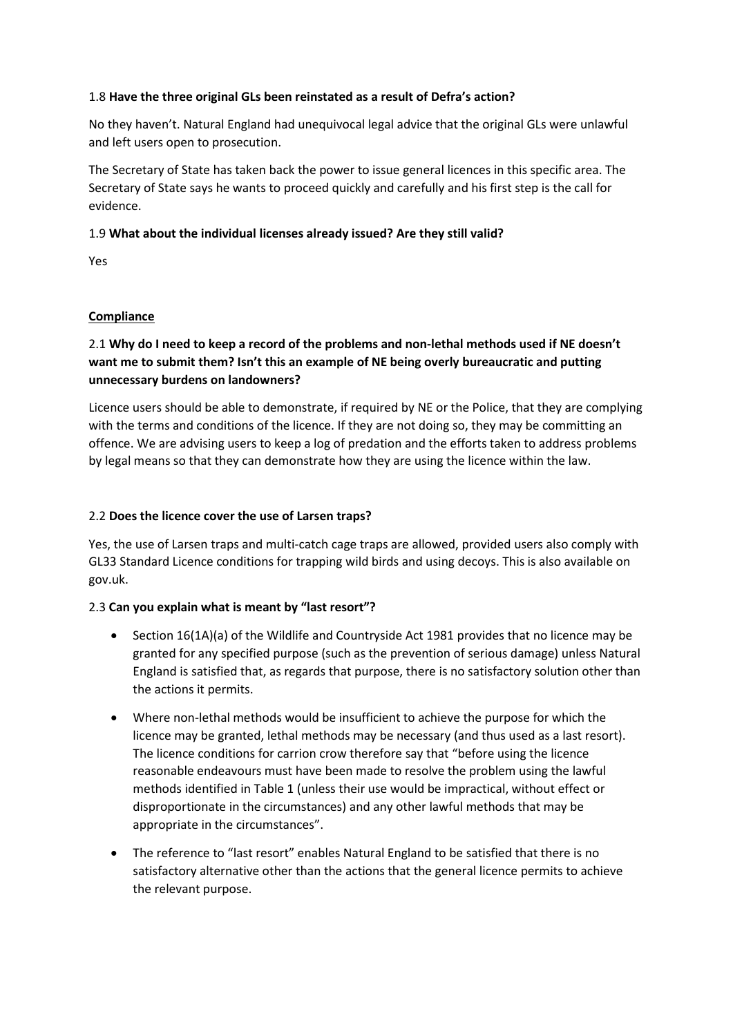1.8 **Have the three original GLs been reinstated as a result of Defra's action?**

No they haven't. Natural England had unequivocal legal advice that the original GLs were unlawful and left users open to prosecution.

The Secretary of State has taken back the power to issue general licences in this specific area. The Secretary of State says he wants to proceed quickly and carefully and his first step is the call for evidence.

1.9 **What about the individual licenses already issued? Are they still valid?**

Yes

## Compliance

2.1 **Why do I need to keep a record of the problems and non-lethal methods used if NE doesn't want me to submit them? Isn't this an example of NE being overly bureaucratic and putting unnecessary burdens on landowners?**

Licence users should be able to demonstrate, if required by NE or the Police, that they are complying with the terms and conditions of the licence. If they are not doing so, they may be committing an offence. We are advising users to keep a log of predation and the efforts taken to address problems by legal means so that they can demonstrate how they are using the licence within the law.

2.2 **Does the licence cover the use of Larsen traps?**

Yes, the use of Larsen traps and multi-catch cage traps are allowed, provided users also comply with GL33 Standard Licence conditions for trapping wild birds and using decoys. This is also available on gov.uk.

2.3 **Can you explain what is meant by "last resort"?**

- Section 16(1A)(a) of the Wildlife and Countryside Act 1981 provides that no licence may be granted for any specified purpose (such as the prevention of serious damage) unless Natural England is satisfied that, as regards that purpose, there is no satisfactory solution other than the actions it permits.
- Where non-lethal methods would be insufficient to achieve the purpose for which the licence may be granted, lethal methods may be necessary (and thus used as a last resort). The licence conditions for carrion crow therefore say that "before using the licence reasonable endeavours must have been made to resolve the problem using the lawful methods identified in Table 1 (unless their use would be impractical, without effect or disproportionate in the circumstances) and any other lawful methods that may be appropriate in the circumstances".
- The reference to "last resort" enables Natural England to be satisfied that there is no satisfactory alternative other than the actions that the general licence permits to achieve the relevant purpose.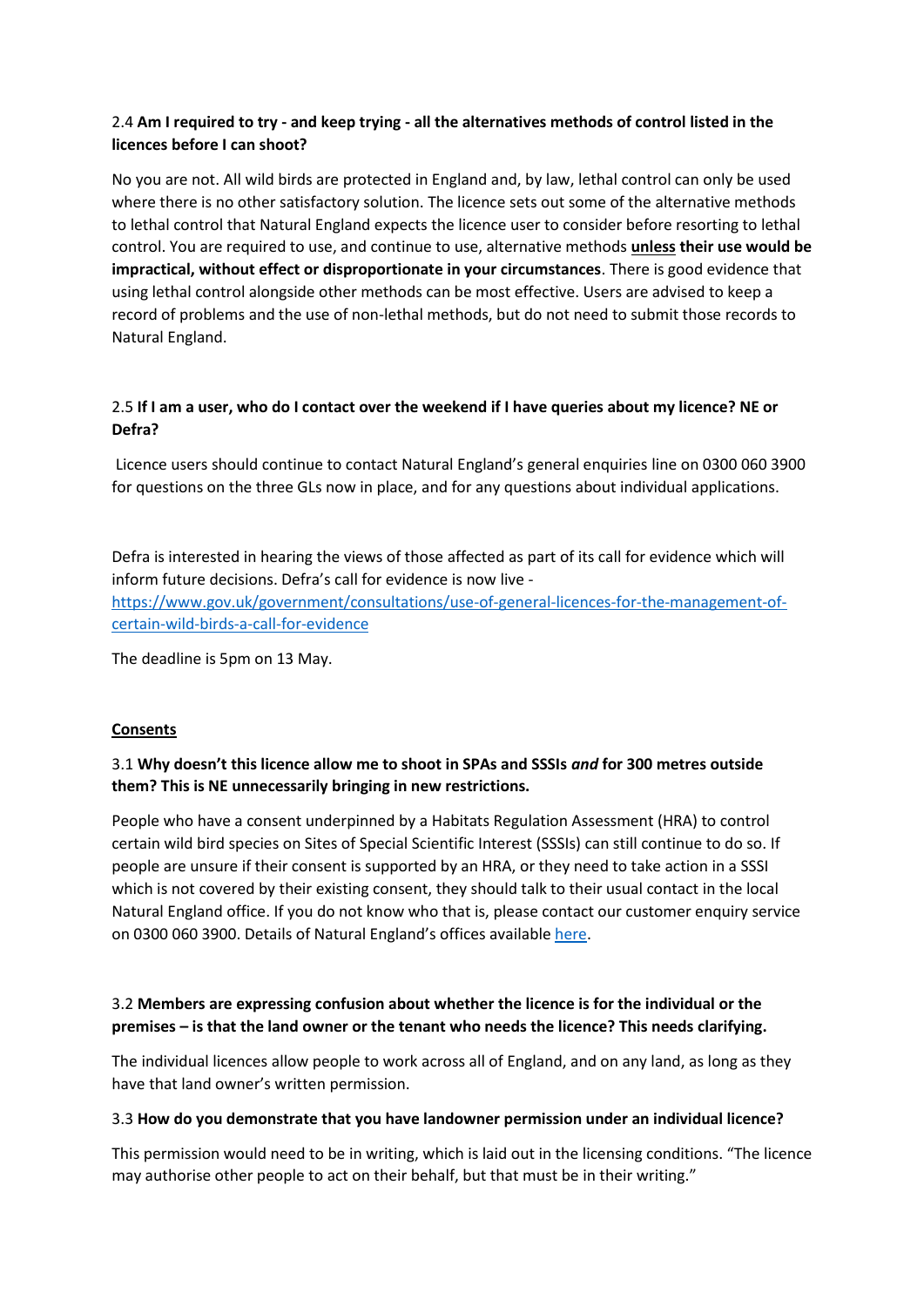2.4 **Am I required to try - and keep trying - all the alternatives methods of control listed in the licences before I can shoot?**

No you are not. All wild birds are protected in England and, by law, lethal control can only be used where there is no other satisfactory solution. The licence sets out some of the alternative methods to lethal control that Natural England expects the licence user to consider before resorting to lethal control. You are required to use, and continue to use, alternative methods **unless their use would be impractical, without effect or disproportionate in your circumstances**. There is good evidence that using lethal control alongside other methods can be most effective. Users are advised to keep a record of problems and the use of non-lethal methods, but do not need to submit those records to Natural England.

2.5 **If I am a user, who do I contact over the weekend if I have queries about my licence? NE or Defra?**

Licence users should continue to contact Natural England's general enquiries line on 0300 060 3900 for questions on the three GLs now in place, and for any questions about individual applications.

Defra is interested in hearing the views of those affected as part of its call for evidence which will inform future decisions. Defra's call for evidence is now live - [https://www.gov.uk/government/consultations/use-of-general-licences-for-the-management-of-certain-wild-birds-a-call-for-evidence](https://www.gov.uk/government/consultations/use-of-general-licences-for-the-management-of-certain-wild-birds-a-call-for-evidence)

The deadline is 5pm on 13 May.

## Consents

3.1 **Why doesn't this licence allow me to shoot in SPAs and SSSIs *and* for 300 metres outside them? This is NE unnecessarily bringing in new restrictions.**

People who have a consent underpinned by a Habitats Regulation Assessment (HRA) to control certain wild bird species on Sites of Special Scientific Interest (SSSIs) can still continue to do so. If people are unsure if their consent is supported by an HRA, or they need to take action in a SSSI which is not covered by their existing consent, they should talk to their usual contact in the local Natural England office. If you do not know who that is, please contact our customer enquiry service on 0300 060 3900. Details of Natural England's offices available here.

3.2 **Members are expressing confusion about whether the licence is for the individual or the premises – is that the land owner or the tenant who needs the licence? This needs clarifying.**

The individual licences allow people to work across all of England, and on any land, as long as they have that land owner's written permission.

3.3 **How do you demonstrate that you have landowner permission under an individual licence?**

This permission would need to be in writing, which is laid out in the licensing conditions. "The licence may authorise other people to act on their behalf, but that must be in their writing."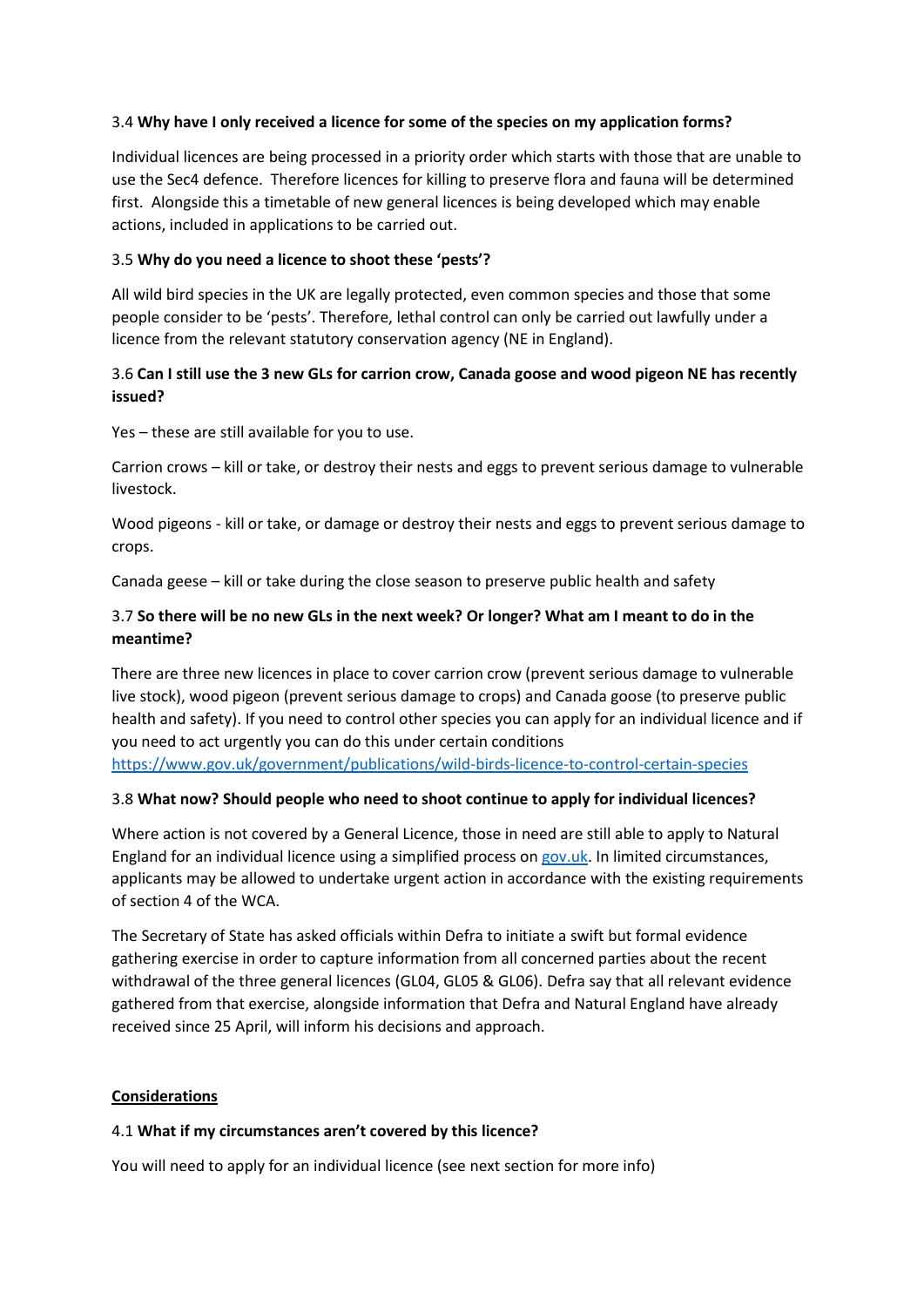3.4 **Why have I only received a licence for some of the species on my application forms?**

Individual licences are being processed in a priority order which starts with those that are unable to use the Sec4 defence. Therefore licences for killing to preserve flora and fauna will be determined first. Alongside this a timetable of new general licences is being developed which may enable actions, included in applications to be carried out.

3.5 **Why do you need a licence to shoot these 'pests'?**

All wild bird species in the UK are legally protected, even common species and those that some people consider to be 'pests'. Therefore, lethal control can only be carried out lawfully under a licence from the relevant statutory conservation agency (NE in England).

3.6 **Can I still use the 3 new GLs for carrion crow, Canada goose and wood pigeon NE has recently issued?**

Yes – these are still available for you to use.

Carrion crows – kill or take, or destroy their nests and eggs to prevent serious damage to vulnerable livestock.

Wood pigeons - kill or take, or damage or destroy their nests and eggs to prevent serious damage to crops.

Canada geese – kill or take during the close season to preserve public health and safety

3.7 **So there will be no new GLs in the next week? Or longer? What am I meant to do in the meantime?**

There are three new licences in place to cover carrion crow (prevent serious damage to vulnerable live stock), wood pigeon (prevent serious damage to crops) and Canada goose (to preserve public health and safety). If you need to control other species you can apply for an individual licence and if you need to act urgently you can do this under certain conditions [https://www.gov.uk/government/publications/wild-birds-licence-to-control-certain-species](https://www.gov.uk/government/publications/wild-birds-licence-to-control-certain-species)

3.8 **What now? Should people who need to shoot continue to apply for individual licences?**

Where action is not covered by a General Licence, those in need are still able to apply to Natural England for an individual licence using a simplified process on [gov.uk](https://www.gov.uk). In limited circumstances, applicants may be allowed to undertake urgent action in accordance with the existing requirements of section 4 of the WCA.

The Secretary of State has asked officials within Defra to initiate a swift but formal evidence gathering exercise in order to capture information from all concerned parties about the recent withdrawal of the three general licences (GL04, GL05 & GL06). Defra say that all relevant evidence gathered from that exercise, alongside information that Defra and Natural England have already received since 25 April, will inform his decisions and approach.

## <u>Considerations</u>

4.1 **What if my circumstances aren't covered by this licence?**

You will need to apply for an individual licence (see next section for more info)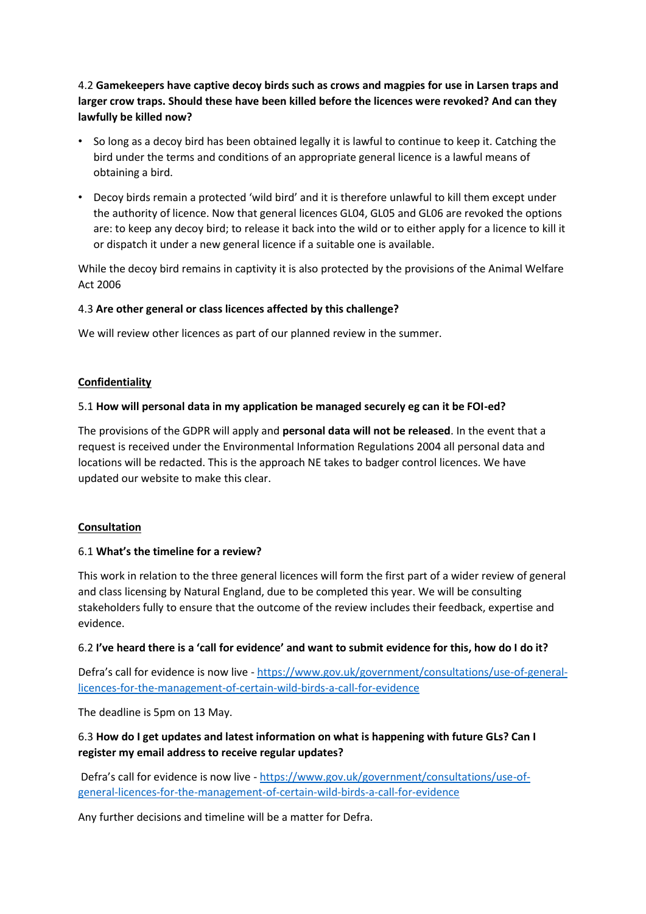4.2 **Gamekeepers have captive decoy birds such as crows and magpies for use in Larsen traps and larger crow traps. Should these have been killed before the licences were revoked? And can they lawfully be killed now?**

- So long as a decoy bird has been obtained legally it is lawful to continue to keep it. Catching the bird under the terms and conditions of an appropriate general licence is a lawful means of obtaining a bird.
- Decoy birds remain a protected 'wild bird' and it is therefore unlawful to kill them except under the authority of licence. Now that general licences GL04, GL05 and GL06 are revoked the options are: to keep any decoy bird; to release it back into the wild or to either apply for a licence to kill it or dispatch it under a new general licence if a suitable one is available.

While the decoy bird remains in captivity it is also protected by the provisions of the Animal Welfare Act 2006

4.3 **Are other general or class licences affected by this challenge?**

We will review other licences as part of our planned review in the summer.

## Confidentiality

5.1 **How will personal data in my application be managed securely eg can it be FOI-ed?**

The provisions of the GDPR will apply and **personal data will not be released**. In the event that a request is received under the Environmental Information Regulations 2004 all personal data and locations will be redacted. This is the approach NE takes to badger control licences. We have updated our website to make this clear.

## Consultation

6.1 **What's the timeline for a review?**

This work in relation to the three general licences will form the first part of a wider review of general and class licensing by Natural England, due to be completed this year. We will be consulting stakeholders fully to ensure that the outcome of the review includes their feedback, expertise and evidence.

6.2 **I've heard there is a 'call for evidence' and want to submit evidence for this, how do I do it?**

Defra's call for evidence is now live - https://www.gov.uk/government/consultations/use-of-general-licences-for-the-management-of-certain-wild-birds-a-call-for-evidence

The deadline is 5pm on 13 May.

6.3 **How do I get updates and latest information on what is happening with future GLs? Can I register my email address to receive regular updates?**

Defra's call for evidence is now live - https://www.gov.uk/government/consultations/use-of-general-licences-for-the-management-of-certain-wild-birds-a-call-for-evidence

Any further decisions and timeline will be a matter for Defra.